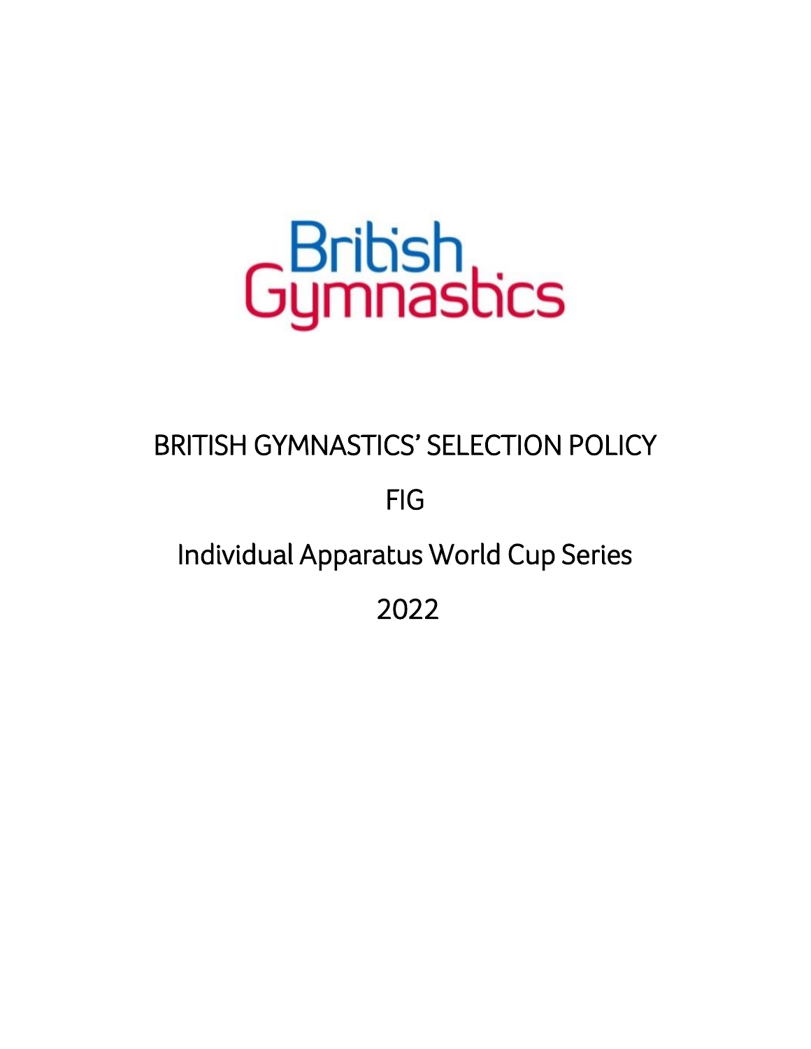British Gymnastics

# BRITISH GYMNASTICS' SELECTION POLICY

# FIG

# Individual Apparatus World Cup Series

# 2022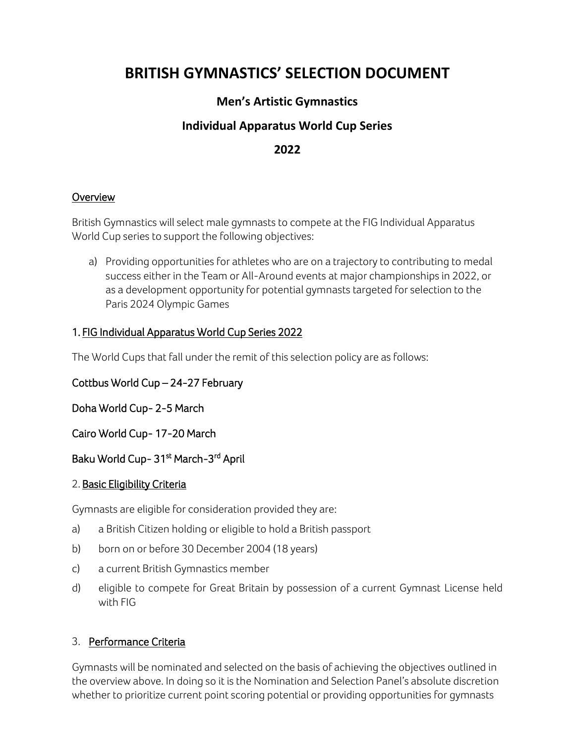# BRITISH GYMNASTICS' SELECTION DOCUMENT

## Men's Artistic Gymnastics

## Individual Apparatus World Cup Series

## 2022

### Overview

British Gymnastics will select male gymnasts to compete at the FIG Individual Apparatus World Cup series to support the following objectives:

a) Providing opportunities for athletes who are on a trajectory to contributing to medal success either in the Team or All-Around events at major championships in 2022, or as a development opportunity for potential gymnasts targeted for selection to the Paris 2024 Olympic Games

### 1. FIG Individual Apparatus World Cup Series 2022

The World Cups that fall under the remit of this selection policy are as follows:

Cottbus World Cup – 24-27 February

Doha World Cup- 2-5 March

Cairo World Cup- 17-20 March

Baku World Cup- 31st March-3rd April

### 2. Basic Eligibility Criteria

Gymnasts are eligible for consideration provided they are:

a) a British Citizen holding or eligible to hold a British passport
b) born on or before 30 December 2004 (18 years)
c) a current British Gymnastics member
d) eligible to compete for Great Britain by possession of a current Gymnast License held with FIG

### 3. Performance Criteria

Gymnasts will be nominated and selected on the basis of achieving the objectives outlined in the overview above. In doing so it is the Nomination and Selection Panel's absolute discretion whether to prioritize current point scoring potential or providing opportunities for gymnasts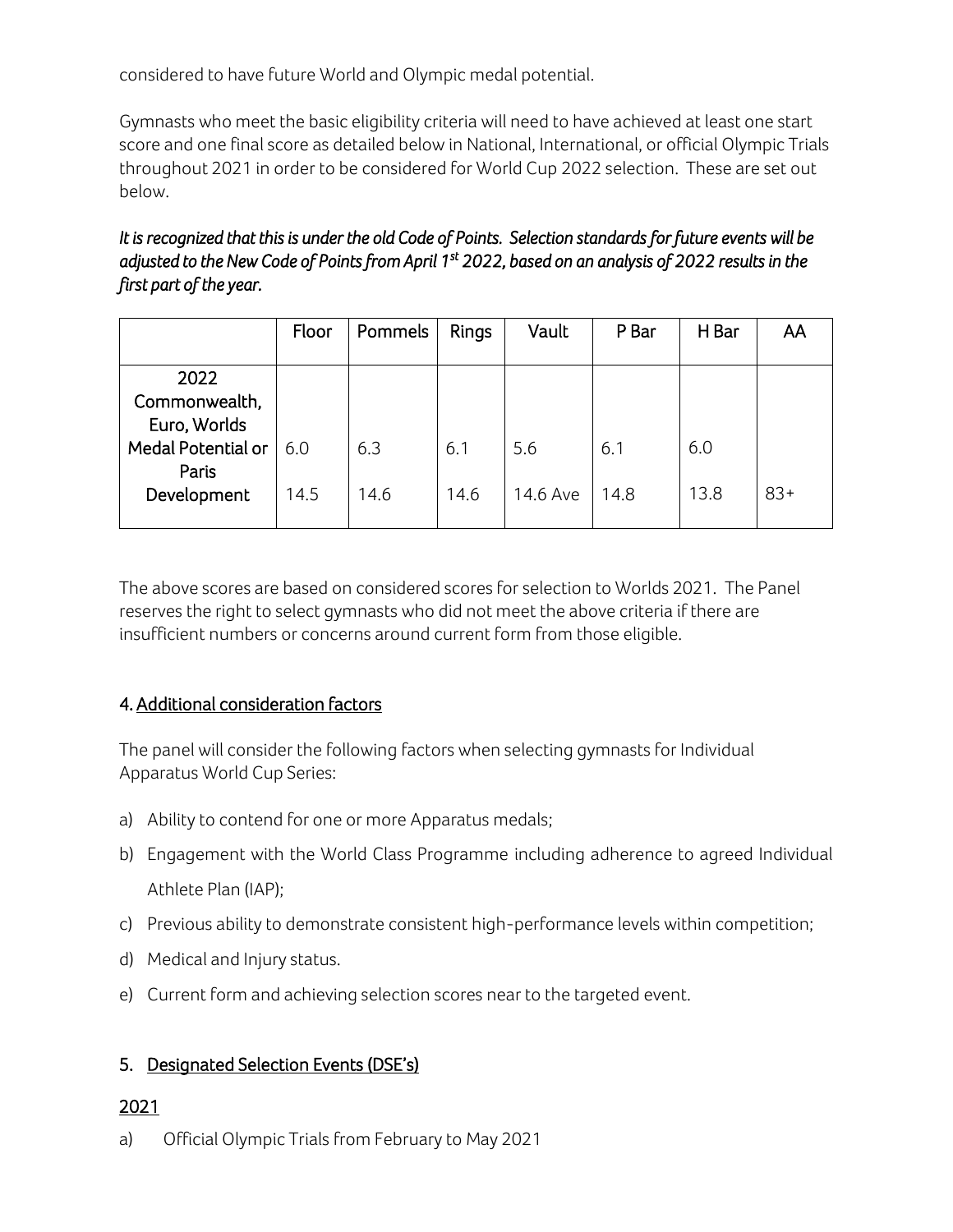considered to have future World and Olympic medal potential.

Gymnasts who meet the basic eligibility criteria will need to have achieved at least one start score and one final score as detailed below in National, International, or official Olympic Trials throughout 2021 in order to be considered for World Cup 2022 selection. These are set out below.

***It is recognized that this is under the old Code of Points. Selection standards for future events will be adjusted to the New Code of Points from April 1st 2022, based on an analysis of 2022 results in the first part of the year.***

| | Floor | Pommels | Rings | Vault | P Bar | H Bar | AA |
|---|---|---|---|---|---|---|---|
| 2022 Commonwealth, Euro, Worlds Medal Potential or Paris Development | 6.0<br>14.5 | 6.3<br>14.6 | 6.1<br>14.6 | 5.6<br>14.6 Ave | 6.1<br>14.8 | 6.0<br>13.8 | 83+ |

The above scores are based on considered scores for selection to Worlds 2021. The Panel reserves the right to select gymnasts who did not meet the above criteria if there are insufficient numbers or concerns around current form from those eligible.

## 4. Additional consideration factors

The panel will consider the following factors when selecting gymnasts for Individual Apparatus World Cup Series:

a) Ability to contend for one or more Apparatus medals;

b) Engagement with the World Class Programme including adherence to agreed Individual Athlete Plan (IAP);

c) Previous ability to demonstrate consistent high-performance levels within competition;

d) Medical and Injury status.

e) Current form and achieving selection scores near to the targeted event.

## 5. Designated Selection Events (DSE's)

### 2021

a) Official Olympic Trials from February to May 2021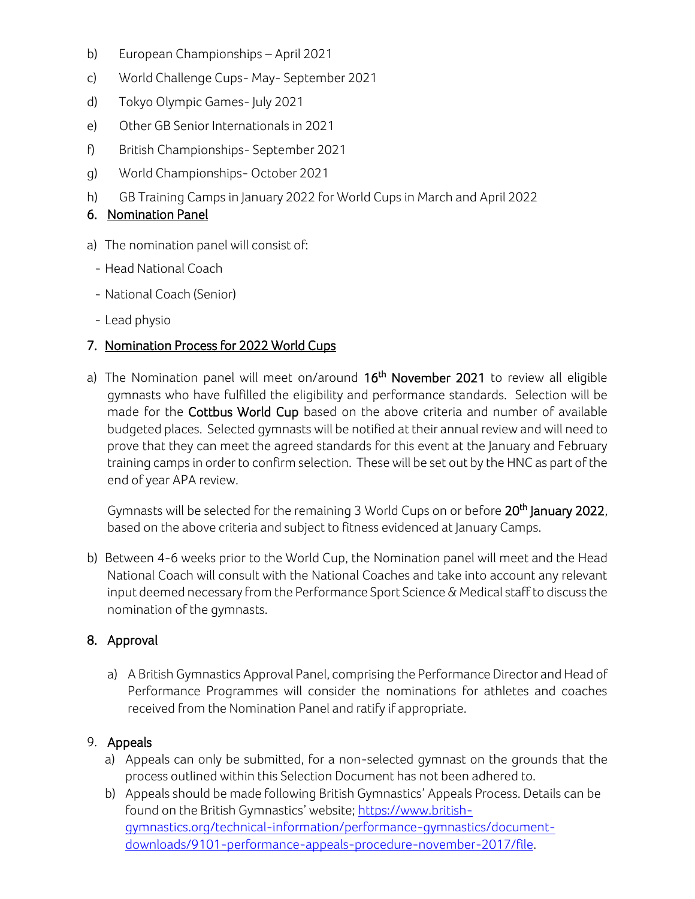b) European Championships – April 2021

c) World Challenge Cups- May- September 2021

d) Tokyo Olympic Games- July 2021

e) Other GB Senior Internationals in 2021

f) British Championships- September 2021

g) World Championships- October 2021

h) GB Training Camps in January 2022 for World Cups in March and April 2022

## 6. Nomination Panel

a) The nomination panel will consist of:

- Head National Coach
- National Coach (Senior)
- Lead physio

## 7. Nomination Process for 2022 World Cups

a) The Nomination panel will meet on/around **16th November 2021** to review all eligible gymnasts who have fulfilled the eligibility and performance standards. Selection will be made for the **Cottbus World Cup** based on the above criteria and number of available budgeted places. Selected gymnasts will be notified at their annual review and will need to prove that they can meet the agreed standards for this event at the January and February training camps in order to confirm selection. These will be set out by the HNC as part of the end of year APA review.

Gymnasts will be selected for the remaining 3 World Cups on or before **20th January 2022**, based on the above criteria and subject to fitness evidenced at January Camps.

b) Between 4-6 weeks prior to the World Cup, the Nomination panel will meet and the Head National Coach will consult with the National Coaches and take into account any relevant input deemed necessary from the Performance Sport Science & Medical staff to discuss the nomination of the gymnasts.

## 8. Approval

a) A British Gymnastics Approval Panel, comprising the Performance Director and Head of Performance Programmes will consider the nominations for athletes and coaches received from the Nomination Panel and ratify if appropriate.

## 9. Appeals

a) Appeals can only be submitted, for a non-selected gymnast on the grounds that the process outlined within this Selection Document has not been adhered to.

b) Appeals should be made following British Gymnastics' Appeals Process. Details can be found on the British Gymnastics' website; [https://www.british-gymnastics.org/technical-information/performance-gymnastics/document-downloads/9101-performance-appeals-procedure-november-2017/file](https://www.british-gymnastics.org/technical-information/performance-gymnastics/document-downloads/9101-performance-appeals-procedure-november-2017/file).